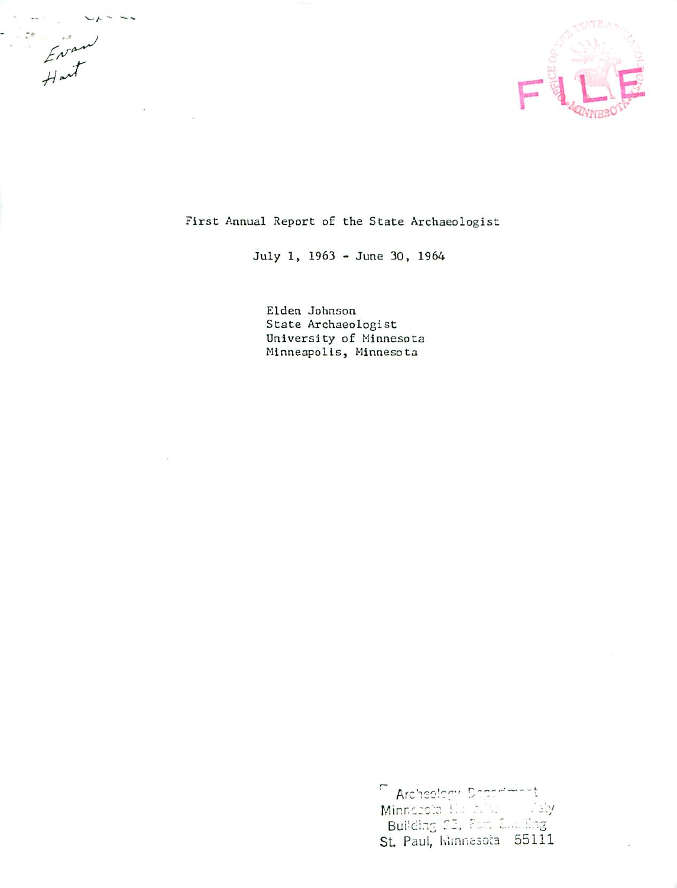Evan Hart

FILE

# First Annual Report of the State Archaeologist

July 1, 1963 - June 30, 1964

Elden Johnson
State Archaeologist
University of Minnesota
Minneapolis, Minnesota

Archeology Department
Minnesota Historical Society
Building 25, Fort Snelling
St. Paul, Minnesota 55111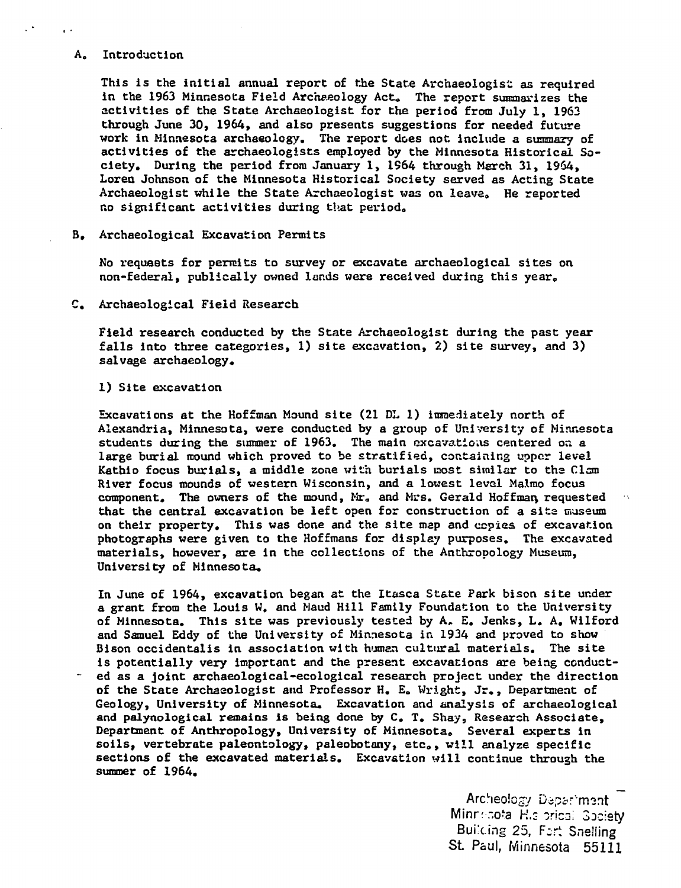## A. Introduction

This is the initial annual report of the State Archaeologist as required in the 1963 Minnesota Field Archaeology Act. The report summarizes the activities of the State Archaeologist for the period from July 1, 1963 through June 30, 1964, and also presents suggestions for needed future work in Minnesota archaeology. The report does not include a summary of activities of the archaeologists employed by the Minnesota Historical Society. During the period from January 1, 1964 through March 31, 1964, Loren Johnson of the Minnesota Historical Society served as Acting State Archaeologist while the State Archaeologist was on leave. He reported no significant activities during that period.

## B. Archaeological Excavation Permits

No requests for permits to survey or excavate archaeological sites on non-federal, publically owned lands were received during this year.

## C. Archaeological Field Research

Field research conducted by the State Archaeologist during the past year falls into three categories, 1) site excavation, 2) site survey, and 3) salvage archaeology.

### 1) Site excavation

Excavations at the Hoffman Mound site (21 DL 1) immediately north of Alexandria, Minnesota, were conducted by a group of University of Minnesota students during the summer of 1963. The main excavations centered on a large burial mound which proved to be stratified, containing upper level Kathio focus burials, a middle zone with burials most similar to the Clam River focus mounds of western Wisconsin, and a lowest level Malmo focus component. The owners of the mound, Mr. and Mrs. Gerald Hoffman, requested that the central excavation be left open for construction of a site museum on their property. This was done and the site map and copies of excavation photographs were given to the Hoffmans for display purposes. The excavated materials, however, are in the collections of the Anthropology Museum, University of Minnesota.

In June of 1964, excavation began at the Itasca State Park bison site under a grant from the Louis W. and Maud Hill Family Foundation to the University of Minnesota. This site was previously tested by A. E. Jenks, L. A. Wilford and Samuel Eddy of the University of Minnesota in 1934 and proved to show Bison occidentalis in association with human cultural materials. The site is potentially very important and the present excavations are being conducted as a joint archaeological-ecological research project under the direction of the State Archaeologist and Professor H. E. Wright, Jr., Department of Geology, University of Minnesota. Excavation and analysis of archaeological and palynological remains is being done by C. T. Shay, Research Associate, Department of Anthropology, University of Minnesota. Several experts in soils, vertebrate paleontology, paleobotany, etc., will analyze specific sections of the excavated materials. Excavation will continue through the summer of 1964.

Archeology Department
Minnesota Historical Society
Building 25, Fort Snelling
St. Paul, Minnesota 55111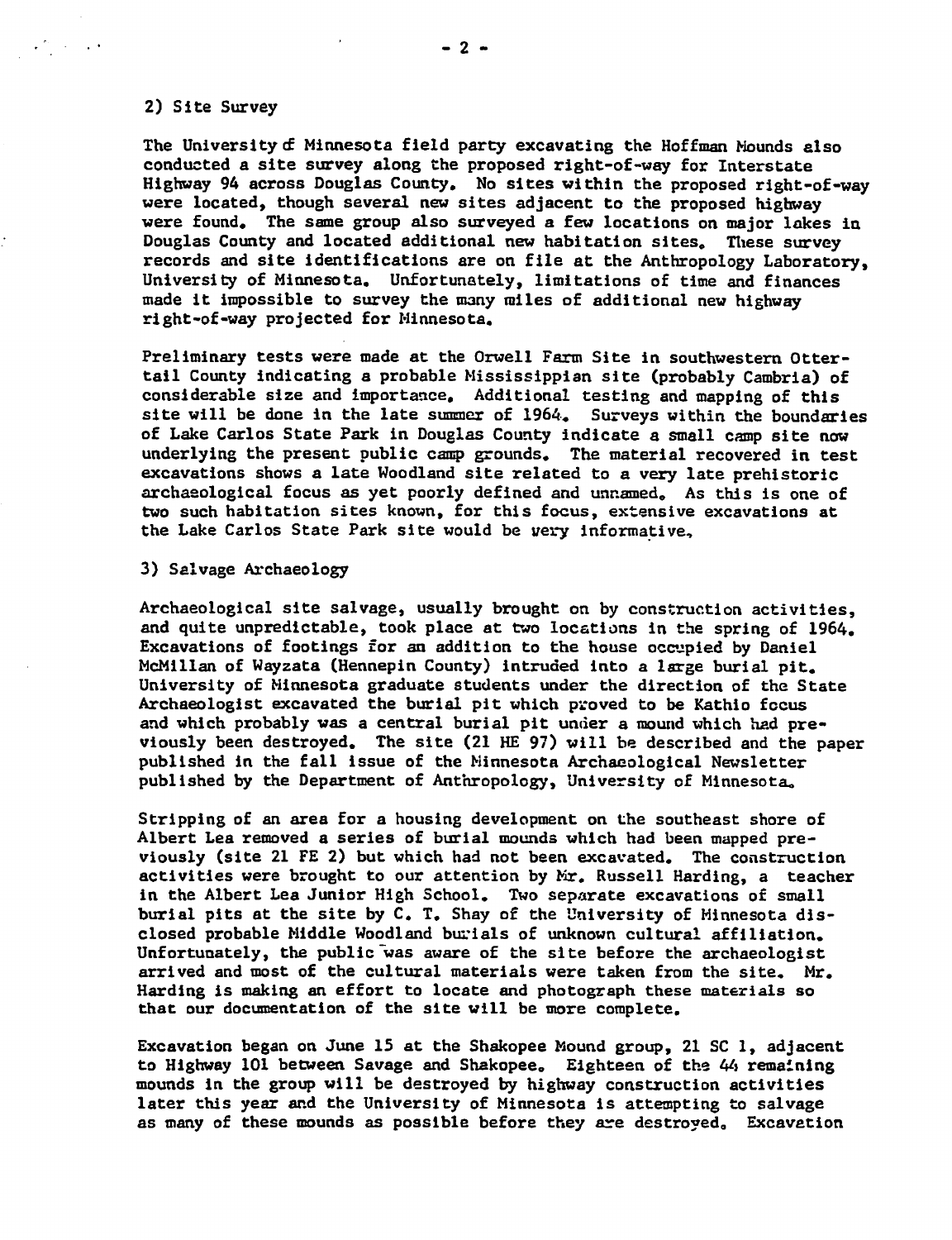2) Site Survey

The University of Minnesota field party excavating the Hoffman Mounds also conducted a site survey along the proposed right-of-way for Interstate Highway 94 across Douglas County. No sites within the proposed right-of-way were located, though several new sites adjacent to the proposed highway were found. The same group also surveyed a few locations on major lakes in Douglas County and located additional new habitation sites. These survey records and site identifications are on file at the Anthropology Laboratory, University of Minnesota. Unfortunately, limitations of time and finances made it impossible to survey the many miles of additional new highway right-of-way projected for Minnesota.

Preliminary tests were made at the Orwell Farm Site in southwestern Ottertail County indicating a probable Mississippian site (probably Cambria) of considerable size and importance. Additional testing and mapping of this site will be done in the late summer of 1964. Surveys within the boundaries of Lake Carlos State Park in Douglas County indicate a small camp site now underlying the present public camp grounds. The material recovered in test excavations shows a late Woodland site related to a very late prehistoric archaeological focus as yet poorly defined and unnamed. As this is one of two such habitation sites known, for this focus, extensive excavations at the Lake Carlos State Park site would be very informative.

3) Salvage Archaeology

Archaeological site salvage, usually brought on by construction activities, and quite unpredictable, took place at two locations in the spring of 1964. Excavations of footings for an addition to the house occupied by Daniel McMillan of Wayzata (Hennepin County) intruded into a large burial pit. University of Minnesota graduate students under the direction of the State Archaeologist excavated the burial pit which proved to be Kathio focus and which probably was a central burial pit under a mound which had previously been destroyed. The site (21 HE 97) will be described and the paper published in the fall issue of the Minnesota Archaeological Newsletter published by the Department of Anthropology, University of Minnesota.

Stripping of an area for a housing development on the southeast shore of Albert Lea removed a series of burial mounds which had been mapped previously (site 21 FE 2) but which had not been excavated. The construction activities were brought to our attention by Mr. Russell Harding, a teacher in the Albert Lea Junior High School. Two separate excavations of small burial pits at the site by C. T. Shay of the University of Minnesota disclosed probable Middle Woodland burials of unknown cultural affiliation. Unfortunately, the public was aware of the site before the archaeologist arrived and most of the cultural materials were taken from the site. Mr. Harding is making an effort to locate and photograph these materials so that our documentation of the site will be more complete.

Excavation began on June 15 at the Shakopee Mound group, 21 SC 1, adjacent to Highway 101 between Savage and Shakopee. Eighteen of the 44 remaining mounds in the group will be destroyed by highway construction activities later this year and the University of Minnesota is attempting to salvage as many of these mounds as possible before they are destroyed. Excavation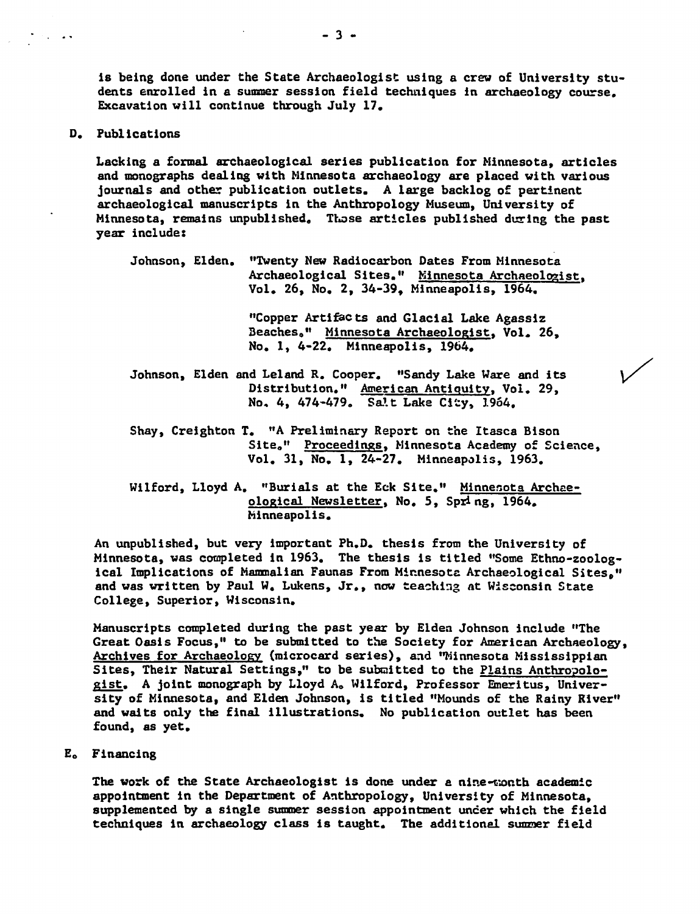is being done under the State Archaeologist using a crew of University students enrolled in a summer session field techniques in archaeology course. Excavation will continue through July 17.

D. Publications

Lacking a formal archaeological series publication for Minnesota, articles and monographs dealing with Minnesota archaeology are placed with various journals and other publication outlets. A large backlog of pertinent archaeological manuscripts in the Anthropology Museum, University of Minnesota, remains unpublished. Those articles published during the past year include:

Johnson, Elden. "Twenty New Radiocarbon Dates From Minnesota Archaeological Sites." Minnesota Archaeologist, Vol. 26, No. 2, 34-39, Minneapolis, 1964.

"Copper Artifacts and Glacial Lake Agassiz Beaches." Minnesota Archaeologist, Vol. 26, No. 1, 4-22. Minneapolis, 1964.

Johnson, Elden and Leland R. Cooper. "Sandy Lake Ware and its Distribution." American Antiquity, Vol. 29, No. 4, 474-479. Salt Lake City, 1964.

Shay, Creighton T. "A Preliminary Report on the Itasca Bison Site." Proceedings, Minnesota Academy of Science, Vol. 31, No. 1, 24-27. Minneapolis, 1963.

Wilford, Lloyd A. "Burials at the Eck Site." Minnesota Archaeological Newsletter, No. 5, Spring, 1964. Minneapolis.

An unpublished, but very important Ph.D. thesis from the University of Minnesota, was completed in 1963. The thesis is titled "Some Ethno-zoological Implications of Mammalian Faunas From Minnesota Archaeological Sites," and was written by Paul W. Lukens, Jr., now teaching at Wisconsin State College, Superior, Wisconsin.

Manuscripts completed during the past year by Elden Johnson include "The Great Oasis Focus," to be submitted to the Society for American Archaeology, Archives for Archaeology (microcard series), and "Minnesota Mississippian Sites, Their Natural Settings," to be submitted to the Plains Anthropologist. A joint monograph by Lloyd A. Wilford, Professor Emeritus, University of Minnesota, and Elden Johnson, is titled "Mounds of the Rainy River" and waits only the final illustrations. No publication outlet has been found, as yet.

E. Financing

The work of the State Archaeologist is done under a nine-month academic appointment in the Department of Anthropology, University of Minnesota, supplemented by a single summer session appointment under which the field techniques in archaeology class is taught. The additional summer field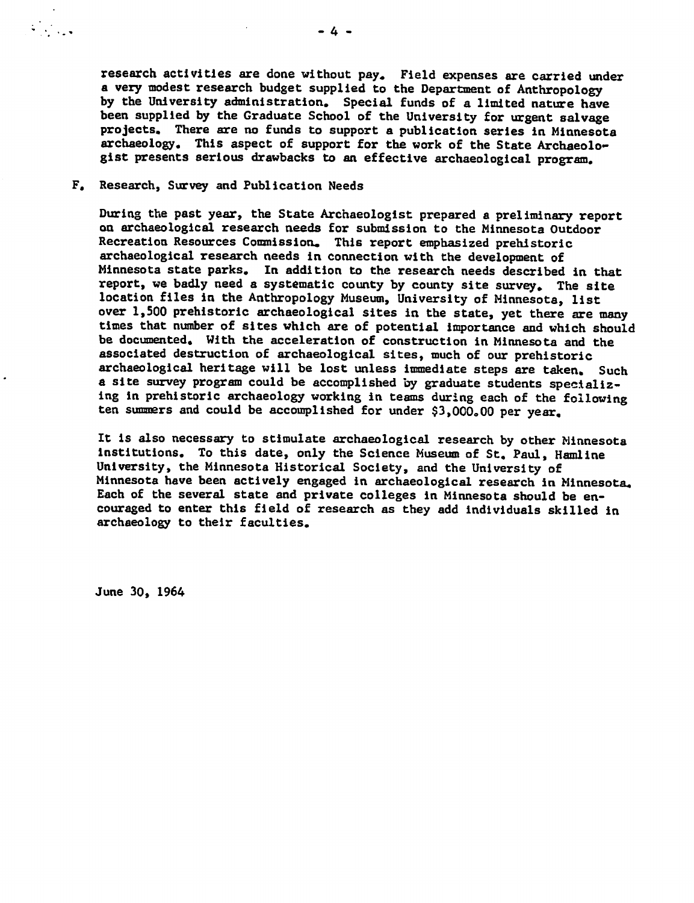research activities are done without pay. Field expenses are carried under a very modest research budget supplied to the Department of Anthropology by the University administration. Special funds of a limited nature have been supplied by the Graduate School of the University for urgent salvage projects. There are no funds to support a publication series in Minnesota archaeology. This aspect of support for the work of the State Archaeologist presents serious drawbacks to an effective archaeological program.

F. Research, Survey and Publication Needs

During the past year, the State Archaeologist prepared a preliminary report on archaeological research needs for submission to the Minnesota Outdoor Recreation Resources Commission. This report emphasized prehistoric archaeological research needs in connection with the development of Minnesota state parks. In addition to the research needs described in that report, we badly need a systematic county by county site survey. The site location files in the Anthropology Museum, University of Minnesota, list over 1,500 prehistoric archaeological sites in the state, yet there are many times that number of sites which are of potential importance and which should be documented. With the acceleration of construction in Minnesota and the associated destruction of archaeological sites, much of our prehistoric archaeological heritage will be lost unless immediate steps are taken. Such a site survey program could be accomplished by graduate students specializing in prehistoric archaeology working in teams during each of the following ten summers and could be accomplished for under $3,000.00 per year.

It is also necessary to stimulate archaeological research by other Minnesota institutions. To this date, only the Science Museum of St. Paul, Hamline University, the Minnesota Historical Society, and the University of Minnesota have been actively engaged in archaeological research in Minnesota. Each of the several state and private colleges in Minnesota should be encouraged to enter this field of research as they add individuals skilled in archaeology to their faculties.

June 30, 1964